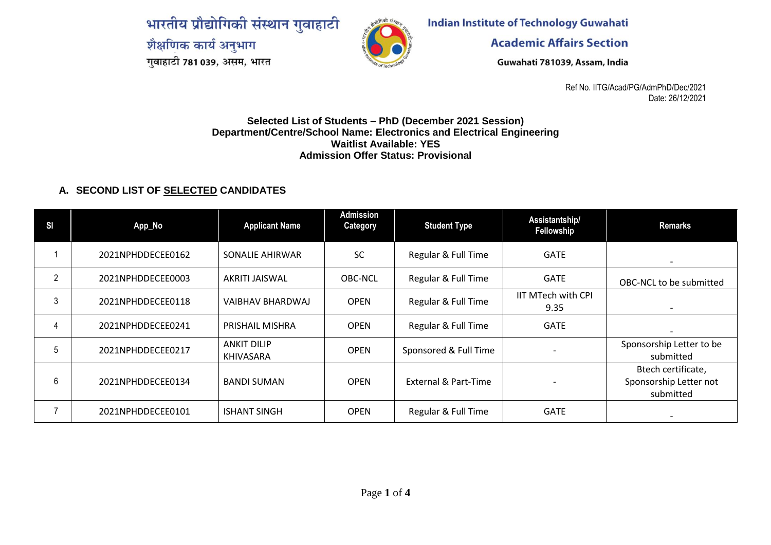भारतीय प्रौद्योगिकी संस्थान गुवाहाटी
शैक्षणिक कार्य अनुभाग
गुवाहाटी 781 039, असम, भारत

Indian Institute of Technology Guwahati
Academic Affairs Section
Guwahati 781039, Assam, India

Ref No. IITG/Acad/PG/AdmPhD/Dec/2021
Date: 26/12/2021

**Selected List of Students – PhD (December 2021 Session)**
**Department/Centre/School Name: Electronics and Electrical Engineering**
**Waitlist Available: YES**
**Admission Offer Status: Provisional**

## A. SECOND LIST OF SELECTED CANDIDATES

| Sl | App_No | Applicant Name | Admission Category | Student Type | Assistantship/ Fellowship | Remarks |
|---|---|---|---|---|---|---|
| 1 | 2021NPHDDECEE0162 | SONALIE AHIRWAR | SC | Regular & Full Time | GATE | - |
| 2 | 2021NPHDDECEE0003 | AKRITI JAISWAL | OBC-NCL | Regular & Full Time | GATE | OBC-NCL to be submitted |
| 3 | 2021NPHDDECEE0118 | VAIBHAV BHARDWAJ | OPEN | Regular & Full Time | IIT MTech with CPI 9.35 | - |
| 4 | 2021NPHDDECEE0241 | PRISHAIL MISHRA | OPEN | Regular & Full Time | GATE | - |
| 5 | 2021NPHDDECEE0217 | ANKIT DILIP KHIVASARA | OPEN | Sponsored & Full Time | - | Sponsorship Letter to be submitted |
| 6 | 2021NPHDDECEE0134 | BANDI SUMAN | OPEN | External & Part-Time | - | Btech certificate, Sponsorship Letter not submitted |
| 7 | 2021NPHDDECEE0101 | ISHANT SINGH | OPEN | Regular & Full Time | GATE | - |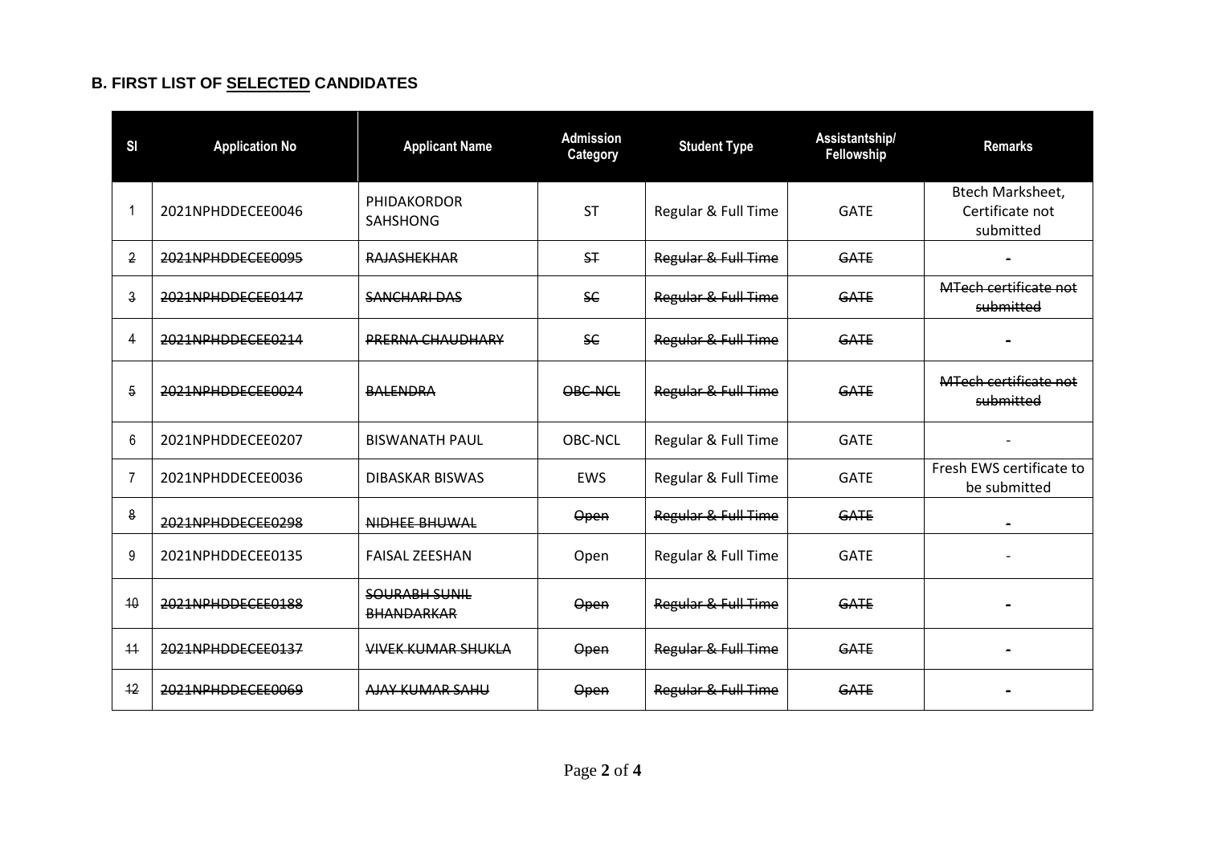## B. FIRST LIST OF SELECTED CANDIDATES

| Sl | Application No | Applicant Name | Admission Category | Student Type | Assistantship/ Fellowship | Remarks |
|---|---|---|---|---|---|---|
| 1 | 2021NPHDDECEE0046 | PHIDAKORDOR SAHSHONG | ST | Regular & Full Time | GATE | Btech Marksheet, Certificate not submitted |
| ~~2~~ | ~~2021NPHDDECEE0095~~ | ~~RAJASHEKHAR~~ | ~~ST~~ | ~~Regular & Full Time~~ | ~~GATE~~ | ~~-~~ |
| ~~3~~ | ~~2021NPHDDECEE0147~~ | ~~SANCHARI DAS~~ | ~~SC~~ | ~~Regular & Full Time~~ | ~~GATE~~ | ~~MTech certificate not submitted~~ |
| ~~4~~ | ~~2021NPHDDECEE0214~~ | ~~PRERNA CHAUDHARY~~ | ~~SC~~ | ~~Regular & Full Time~~ | ~~GATE~~ | ~~-~~ |
| ~~5~~ | ~~2021NPHDDECEE0024~~ | ~~BALENDRA~~ | ~~OBC-NCL~~ | ~~Regular & Full Time~~ | ~~GATE~~ | ~~MTech certificate not submitted~~ |
| 6 | 2021NPHDDECEE0207 | BISWANATH PAUL | OBC-NCL | Regular & Full Time | GATE | - |
| 7 | 2021NPHDDECEE0036 | DIBASKAR BISWAS | EWS | Regular & Full Time | GATE | Fresh EWS certificate to be submitted |
| ~~8~~ | ~~2021NPHDDECEE0298~~ | ~~NIDHEE BHUWAL~~ | ~~Open~~ | ~~Regular & Full Time~~ | ~~GATE~~ | ~~-~~ |
| 9 | 2021NPHDDECEE0135 | FAISAL ZEESHAN | Open | Regular & Full Time | GATE | - |
| ~~10~~ | ~~2021NPHDDECEE0188~~ | ~~SOURABH SUNIL BHANDARKAR~~ | ~~Open~~ | ~~Regular & Full Time~~ | ~~GATE~~ | ~~-~~ |
| ~~11~~ | ~~2021NPHDDECEE0137~~ | ~~VIVEK KUMAR SHUKLA~~ | ~~Open~~ | ~~Regular & Full Time~~ | ~~GATE~~ | ~~-~~ |
| ~~12~~ | ~~2021NPHDDECEE0069~~ | ~~AJAY KUMAR SAHU~~ | ~~Open~~ | ~~Regular & Full Time~~ | ~~GATE~~ | ~~-~~ |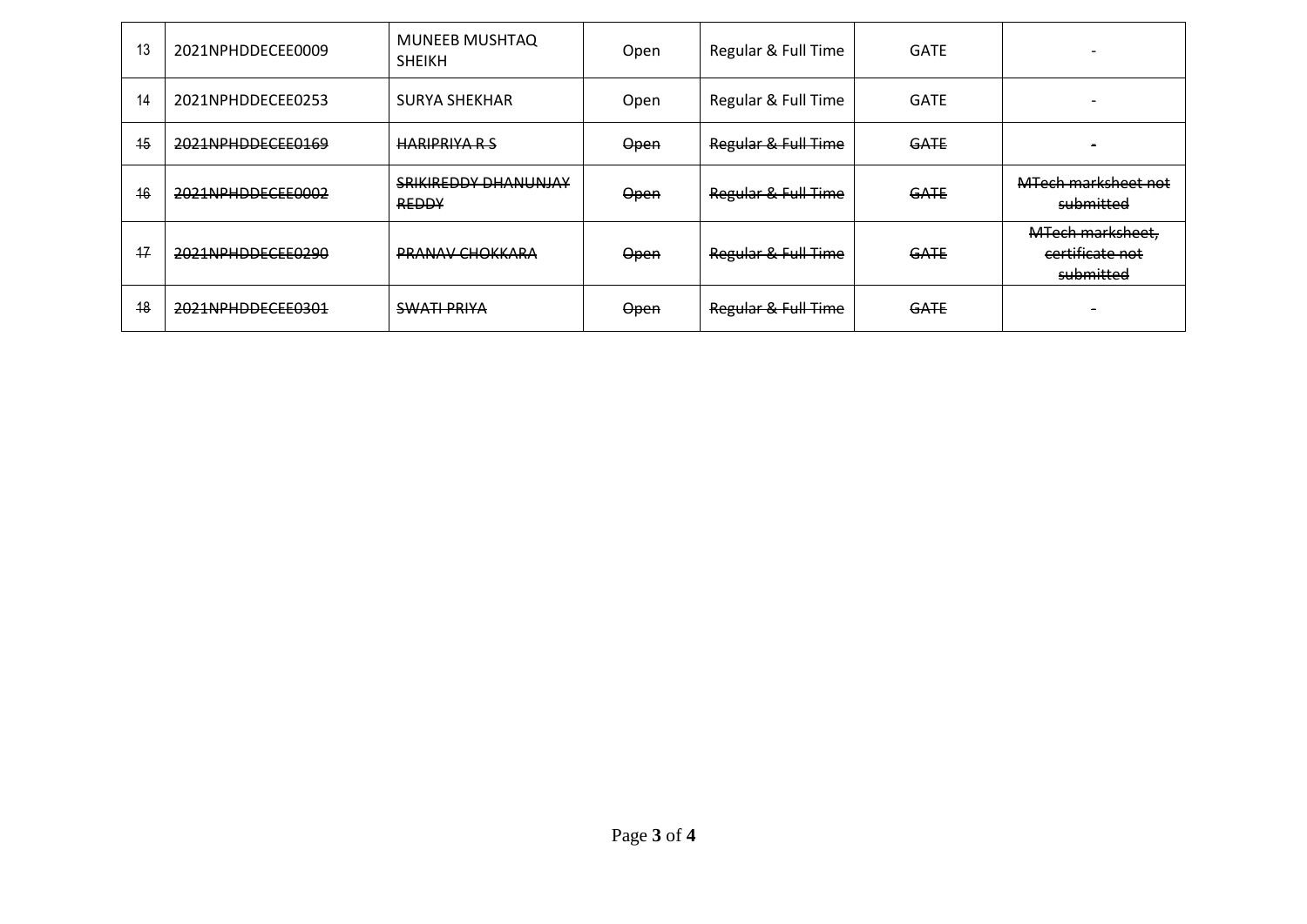| 13 | 2021NPHDDECEE0009 | MUNEEB MUSHTAQ SHEIKH | Open | Regular & Full Time | GATE | - |
|---|---|---|---|---|---|---|
| 14 | 2021NPHDDECEE0253 | SURYA SHEKHAR | Open | Regular & Full Time | GATE | - |
| ~~15~~ | ~~2021NPHDDECEE0169~~ | ~~HARIPRIYA R S~~ | ~~Open~~ | ~~Regular & Full Time~~ | ~~GATE~~ | ~~-~~ |
| ~~16~~ | ~~2021NPHDDECEE0002~~ | ~~SRIKIREDDY DHANUNJAY REDDY~~ | ~~Open~~ | ~~Regular & Full Time~~ | ~~GATE~~ | ~~MTech marksheet not submitted~~ |
| ~~17~~ | ~~2021NPHDDECEE0290~~ | ~~PRANAV CHOKKARA~~ | ~~Open~~ | ~~Regular & Full Time~~ | ~~GATE~~ | ~~MTech marksheet, certificate not submitted~~ |
| ~~18~~ | ~~2021NPHDDECEE0301~~ | ~~SWATI PRIYA~~ | ~~Open~~ | ~~Regular & Full Time~~ | ~~GATE~~ | ~~-~~ |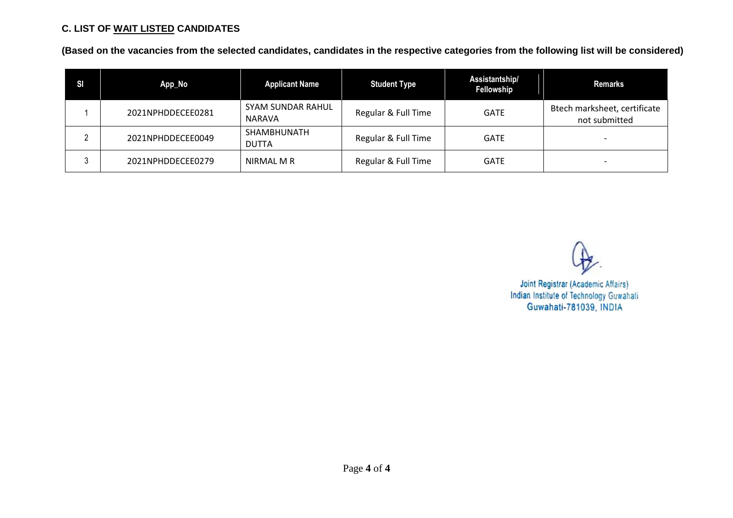### C. LIST OF <u>WAIT LISTED</u> CANDIDATES

**(Based on the vacancies from the selected candidates, candidates in the respective categories from the following list will be considered)**

| Sl | App_No | Applicant Name | Student Type | Assistantship/ Fellowship | Remarks |
|---|---|---|---|---|---|
| 1 | 2021NPHDDECEE0281 | SYAM SUNDAR RAHUL NARAVA | Regular & Full Time | GATE | Btech marksheet, certificate not submitted |
| 2 | 2021NPHDDECEE0049 | SHAMBHUNATH DUTTA | Regular & Full Time | GATE | - |
| 3 | 2021NPHDDECEE0279 | NIRMAL M R | Regular & Full Time | GATE | - |

Joint Registrar (Academic Affairs)
Indian Institute of Technology Guwahati
Guwahati-781039, INDIA